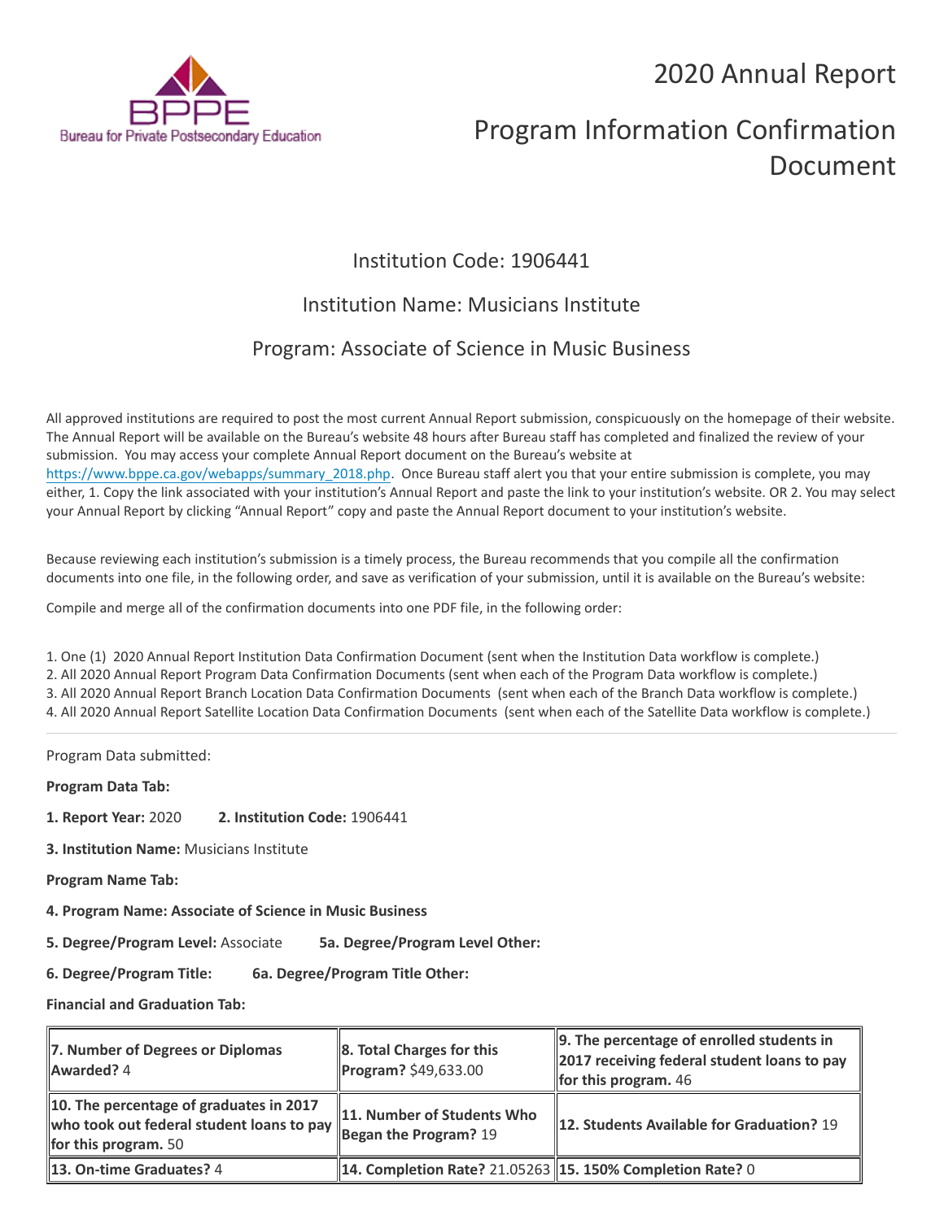# 2020 Annual Report

# Program Information Confirmation Document

## Institution Code: 1906441

## Institution Name: Musicians Institute

## Program: Associate of Science in Music Business

All approved institutions are required to post the most current Annual Report submission, conspicuously on the homepage of their website. The Annual Report will be available on the Bureau's website 48 hours after Bureau staff has completed and finalized the review of your submission. You may access your complete Annual Report document on the Bureau's website at https://www.bppe.ca.gov/webapps/summary_2018.php. Once Bureau staff alert you that your entire submission is complete, you may either, 1. Copy the link associated with your institution's Annual Report and paste the link to your institution's website. OR 2. You may select your Annual Report by clicking "Annual Report" copy and paste the Annual Report document to your institution's website.

Because reviewing each institution's submission is a timely process, the Bureau recommends that you compile all the confirmation documents into one file, in the following order, and save as verification of your submission, until it is available on the Bureau's website:

Compile and merge all of the confirmation documents into one PDF file, in the following order:

1. One (1) 2020 Annual Report Institution Data Confirmation Document (sent when the Institution Data workflow is complete.)
2. All 2020 Annual Report Program Data Confirmation Documents (sent when each of the Program Data workflow is complete.)
3. All 2020 Annual Report Branch Location Data Confirmation Documents (sent when each of the Branch Data workflow is complete.)
4. All 2020 Annual Report Satellite Location Data Confirmation Documents (sent when each of the Satellite Data workflow is complete.)

---

Program Data submitted:

**Program Data Tab:**

**1. Report Year:** 2020 **2. Institution Code:** 1906441

**3. Institution Name:** Musicians Institute

**Program Name Tab:**

**4. Program Name: Associate of Science in Music Business**

**5. Degree/Program Level:** Associate **5a. Degree/Program Level Other:**

**6. Degree/Program Title:** **6a. Degree/Program Title Other:**

**Financial and Graduation Tab:**

| | | |
|---|---|---|
| **7. Number of Degrees or Diplomas Awarded?** 4 | **8. Total Charges for this Program?** $49,633.00 | **9. The percentage of enrolled students in 2017 receiving federal student loans to pay for this program.** 46 |
| **10. The percentage of graduates in 2017 who took out federal student loans to pay for this program.** 50 | **11. Number of Students Who Began the Program?** 19 | **12. Students Available for Graduation?** 19 |
| **13. On-time Graduates?** 4 | **14. Completion Rate?** 21.05263 | **15. 150% Completion Rate?** 0 |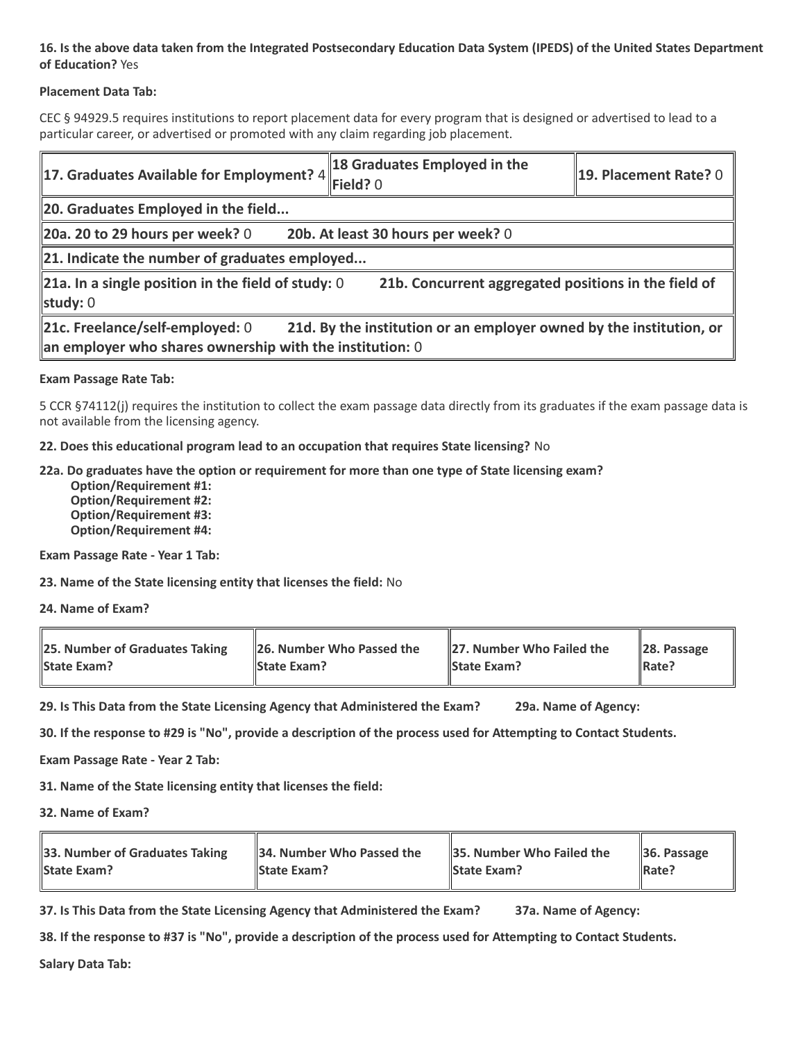**16. Is the above data taken from the Integrated Postsecondary Education Data System (IPEDS) of the United States Department of Education?** Yes

**Placement Data Tab:**

CEC § 94929.5 requires institutions to report placement data for every program that is designed or advertised to lead to a particular career, or advertised or promoted with any claim regarding job placement.

| **17. Graduates Available for Employment?** 4 | **18 Graduates Employed in the Field?** 0 | **19. Placement Rate?** 0 |
|---|---|---|
| **20. Graduates Employed in the field...** | | |
| **20a. 20 to 29 hours per week?** 0 **20b. At least 30 hours per week?** 0 | | |
| **21. Indicate the number of graduates employed...** | | |
| **21a. In a single position in the field of study:** 0 **21b. Concurrent aggregated positions in the field of study:** 0 | | |
| **21c. Freelance/self-employed:** 0 **21d. By the institution or an employer owned by the institution, or an employer who shares ownership with the institution:** 0 | | |

**Exam Passage Rate Tab:**

5 CCR §74112(j) requires the institution to collect the exam passage data directly from its graduates if the exam passage data is not available from the licensing agency.

**22. Does this educational program lead to an occupation that requires State licensing?** No

**22a. Do graduates have the option or requirement for more than one type of State licensing exam?**
- **Option/Requirement #1:**
- **Option/Requirement #2:**
- **Option/Requirement #3:**
- **Option/Requirement #4:**

**Exam Passage Rate - Year 1 Tab:**

**23. Name of the State licensing entity that licenses the field:** No

**24. Name of Exam?**

| **25. Number of Graduates Taking State Exam?** | **26. Number Who Passed the State Exam?** | **27. Number Who Failed the State Exam?** | **28. Passage Rate?** |
|---|---|---|---|

**29. Is This Data from the State Licensing Agency that Administered the Exam?** **29a. Name of Agency:**

**30. If the response to #29 is "No", provide a description of the process used for Attempting to Contact Students.**

**Exam Passage Rate - Year 2 Tab:**

**31. Name of the State licensing entity that licenses the field:**

**32. Name of Exam?**

| **33. Number of Graduates Taking State Exam?** | **34. Number Who Passed the State Exam?** | **35. Number Who Failed the State Exam?** | **36. Passage Rate?** |
|---|---|---|---|

**37. Is This Data from the State Licensing Agency that Administered the Exam?** **37a. Name of Agency:**

**38. If the response to #37 is "No", provide a description of the process used for Attempting to Contact Students.**

**Salary Data Tab:**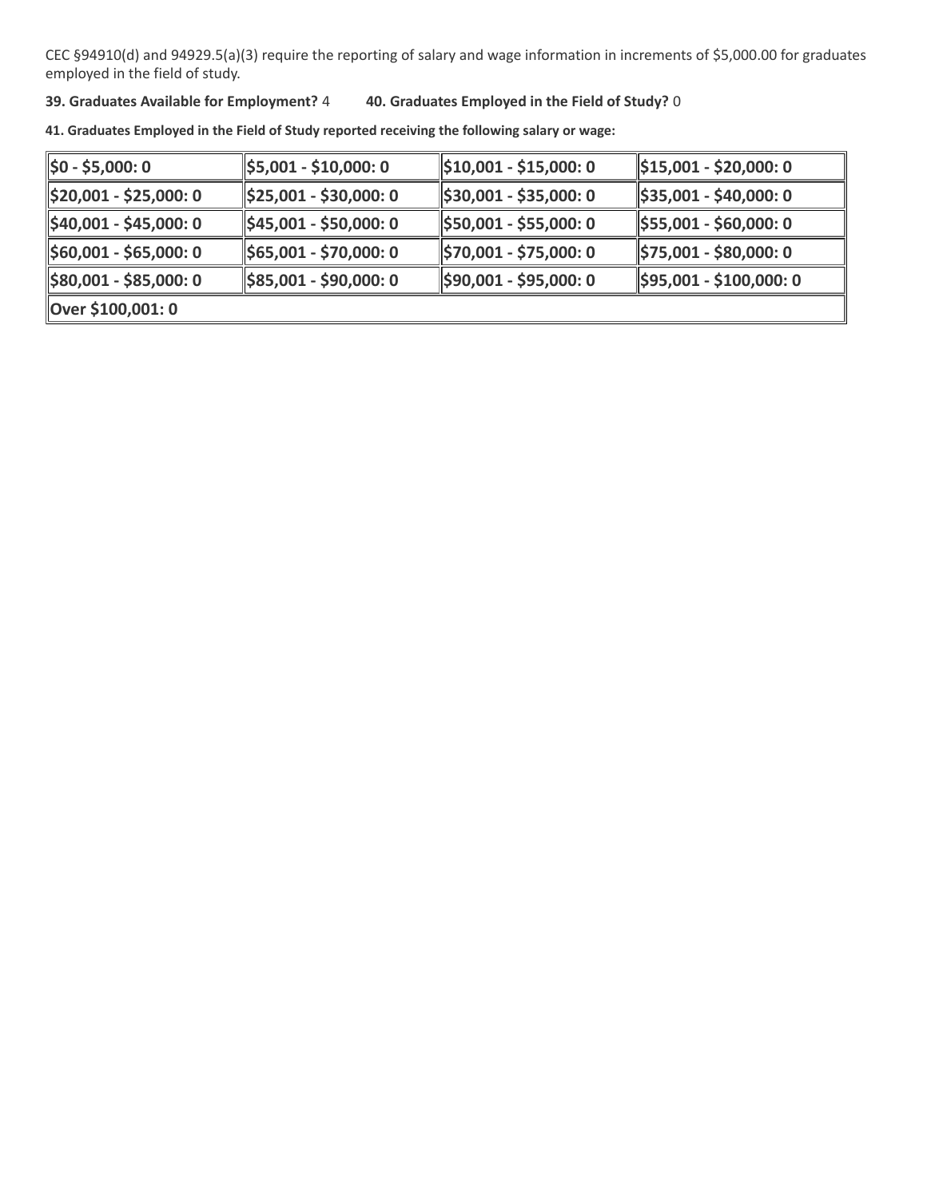CEC §94910(d) and 94929.5(a)(3) require the reporting of salary and wage information in increments of $5,000.00 for graduates employed in the field of study.

**39. Graduates Available for Employment?** 4 **40. Graduates Employed in the Field of Study?** 0

**41. Graduates Employed in the Field of Study reported receiving the following salary or wage:**

| | | | |
|---|---|---|---|
| **$0 - $5,000: 0** | **$5,001 - $10,000: 0** | **$10,001 - $15,000: 0** | **$15,001 - $20,000: 0** |
| **$20,001 - $25,000: 0** | **$25,001 - $30,000: 0** | **$30,001 - $35,000: 0** | **$35,001 - $40,000: 0** |
| **$40,001 - $45,000: 0** | **$45,001 - $50,000: 0** | **$50,001 - $55,000: 0** | **$55,001 - $60,000: 0** |
| **$60,001 - $65,000: 0** | **$65,001 - $70,000: 0** | **$70,001 - $75,000: 0** | **$75,001 - $80,000: 0** |
| **$80,001 - $85,000: 0** | **$85,001 - $90,000: 0** | **$90,001 - $95,000: 0** | **$95,001 - $100,000: 0** |
| **Over $100,001: 0** | | | |